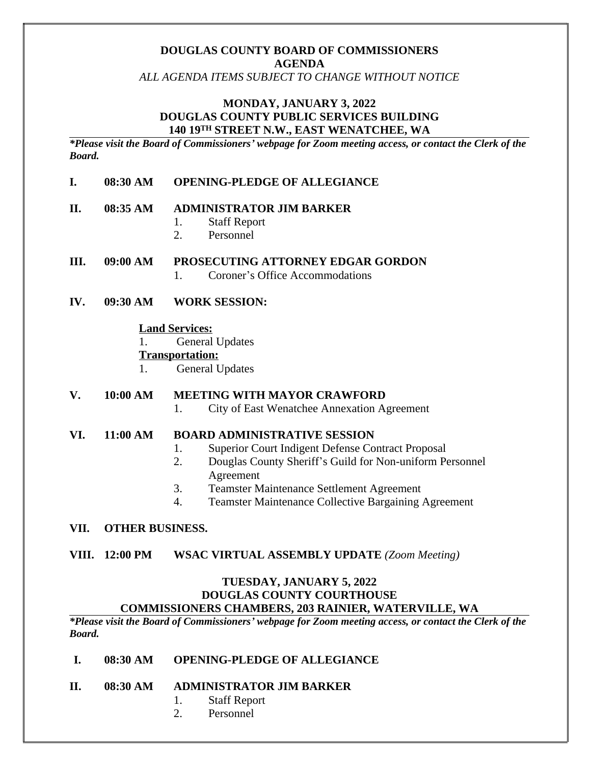**DOUGLAS COUNTY BOARD OF COMMISSIONERS**
**AGENDA**
*ALL AGENDA ITEMS SUBJECT TO CHANGE WITHOUT NOTICE*

**MONDAY, JANUARY 3, 2022**
**DOUGLAS COUNTY PUBLIC SERVICES BUILDING**
**140 19TH STREET N.W., EAST WENATCHEE, WA**

***Please visit the Board of Commissioners' webpage for Zoom meeting access, or contact the Clerk of the Board.***

**I. 08:30 AM OPENING-PLEDGE OF ALLEGIANCE**

**II. 08:35 AM ADMINISTRATOR JIM BARKER**

1. Staff Report
2. Personnel

**III. 09:00 AM PROSECUTING ATTORNEY EDGAR GORDON**

1. Coroner's Office Accommodations

**IV. 09:30 AM WORK SESSION:**

**Land Services:**

1. General Updates

**Transportation:**

1. General Updates

**V. 10:00 AM MEETING WITH MAYOR CRAWFORD**

1. City of East Wenatchee Annexation Agreement

**VI. 11:00 AM BOARD ADMINISTRATIVE SESSION**

1. Superior Court Indigent Defense Contract Proposal
2. Douglas County Sheriff's Guild for Non-uniform Personnel Agreement
3. Teamster Maintenance Settlement Agreement
4. Teamster Maintenance Collective Bargaining Agreement

**VII. OTHER BUSINESS.**

**VIII. 12:00 PM WSAC VIRTUAL ASSEMBLY UPDATE** *(Zoom Meeting)*

**TUESDAY, JANUARY 5, 2022**
**DOUGLAS COUNTY COURTHOUSE**
**COMMISSIONERS CHAMBERS, 203 RAINIER, WATERVILLE, WA**

***Please visit the Board of Commissioners' webpage for Zoom meeting access, or contact the Clerk of the Board.***

**I. 08:30 AM OPENING-PLEDGE OF ALLEGIANCE**

**II. 08:30 AM ADMINISTRATOR JIM BARKER**

1. Staff Report
2. Personnel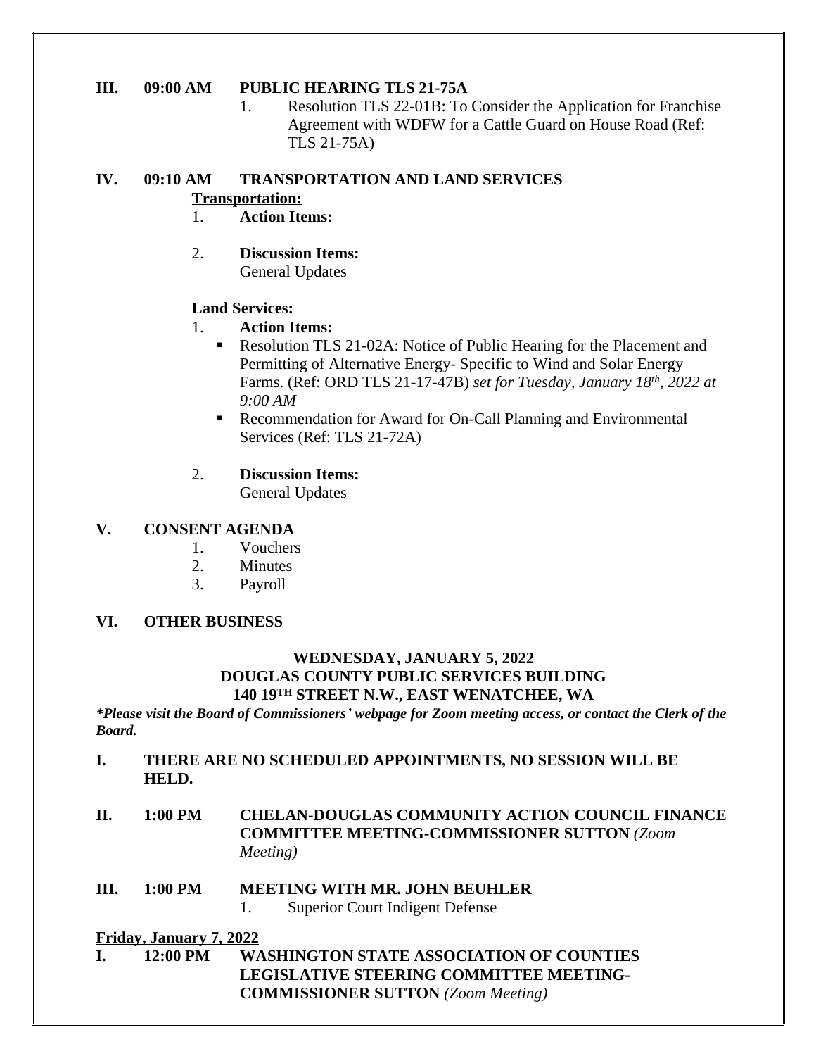**III. 09:00 AM PUBLIC HEARING TLS 21-75A**

1. Resolution TLS 22-01B: To Consider the Application for Franchise Agreement with WDFW for a Cattle Guard on House Road (Ref: TLS 21-75A)

**IV. 09:10 AM TRANSPORTATION AND LAND SERVICES**

**Transportation:**

1. **Action Items:**

2. **Discussion Items:**
   General Updates

**Land Services:**

1. **Action Items:**
   - Resolution TLS 21-02A: Notice of Public Hearing for the Placement and Permitting of Alternative Energy- Specific to Wind and Solar Energy Farms. (Ref: ORD TLS 21-17-47B) *set for Tuesday, January 18th, 2022 at 9:00 AM*
   - Recommendation for Award for On-Call Planning and Environmental Services (Ref: TLS 21-72A)

2. **Discussion Items:**
   General Updates

**V. CONSENT AGENDA**

1. Vouchers
2. Minutes
3. Payroll

**VI. OTHER BUSINESS**

**WEDNESDAY, JANUARY 5, 2022**
**DOUGLAS COUNTY PUBLIC SERVICES BUILDING**
**140 19TH STREET N.W., EAST WENATCHEE, WA**

***Please visit the Board of Commissioners' webpage for Zoom meeting access, or contact the Clerk of the Board.***

**I. THERE ARE NO SCHEDULED APPOINTMENTS, NO SESSION WILL BE HELD.**

**II. 1:00 PM CHELAN-DOUGLAS COMMUNITY ACTION COUNCIL FINANCE COMMITTEE MEETING-COMMISSIONER SUTTON** *(Zoom Meeting)*

**III. 1:00 PM MEETING WITH MR. JOHN BEUHLER**

1. Superior Court Indigent Defense

**Friday, January 7, 2022**

**I. 12:00 PM WASHINGTON STATE ASSOCIATION OF COUNTIES LEGISLATIVE STEERING COMMITTEE MEETING-COMMISSIONER SUTTON** *(Zoom Meeting)*